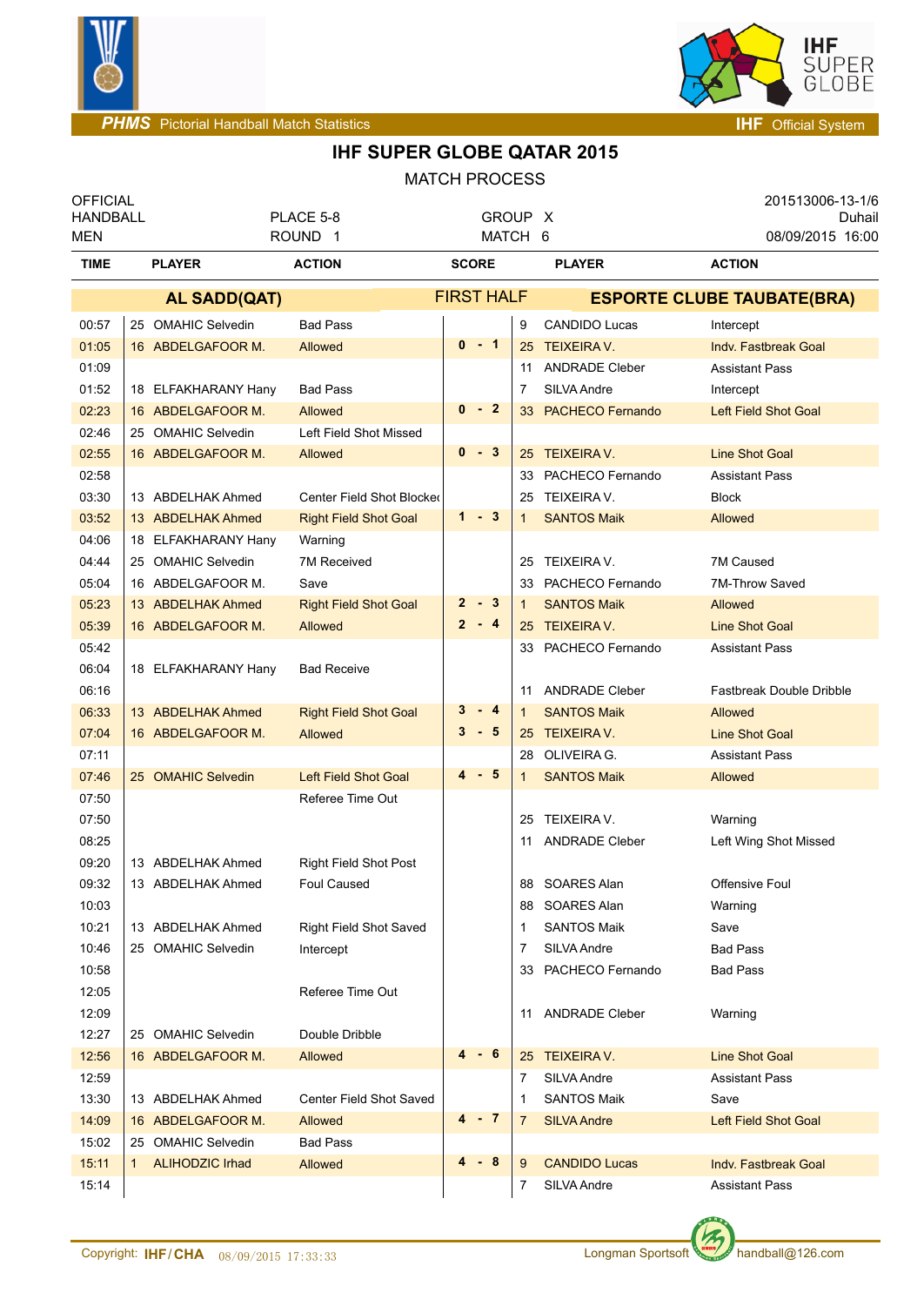PHMS Pictorial Handball Match Statistics — IHF Official System

# IHF SUPER GLOBE QATAR 2015

## MATCH PROCESS

| OFFICIAL HANDBALL MEN | PLACE 5-8 ROUND 1 | GROUP X MATCH 6 | 201513006-13-1/6 Duhail 08/09/2015 16:00 |
|---|---|---|---|

| TIME | PLAYER | ACTION | SCORE | PLAYER | ACTION |
|---|---|---|---|---|---|
| | **AL SADD(QAT)** | | FIRST HALF | **ESPORTE CLUBE TAUBATE(BRA)** | |
| 00:57 | 25 OMAHIC Selvedin | Bad Pass | | 9 CANDIDO Lucas | Intercept |
| 01:05 | 16 ABDELGAFOOR M. | Allowed | 0 - 1 | 25 TEIXEIRA V. | Indv. Fastbreak Goal |
| 01:09 | | | | 11 ANDRADE Cleber | Assistant Pass |
| 01:52 | 18 ELFAKHARANY Hany | Bad Pass | | 7 SILVA Andre | Intercept |
| 02:23 | 16 ABDELGAFOOR M. | Allowed | 0 - 2 | 33 PACHECO Fernando | Left Field Shot Goal |
| 02:46 | 25 OMAHIC Selvedin | Left Field Shot Missed | | | |
| 02:55 | 16 ABDELGAFOOR M. | Allowed | 0 - 3 | 25 TEIXEIRA V. | Line Shot Goal |
| 02:58 | | | | 33 PACHECO Fernando | Assistant Pass |
| 03:30 | 13 ABDELHAK Ahmed | Center Field Shot Blocked | | 25 TEIXEIRA V. | Block |
| 03:52 | 13 ABDELHAK Ahmed | Right Field Shot Goal | 1 - 3 | 1 SANTOS Maik | Allowed |
| 04:06 | 18 ELFAKHARANY Hany | Warning | | | |
| 04:44 | 25 OMAHIC Selvedin | 7M Received | | 25 TEIXEIRA V. | 7M Caused |
| 05:04 | 16 ABDELGAFOOR M. | Save | | 33 PACHECO Fernando | 7M-Throw Saved |
| 05:23 | 13 ABDELHAK Ahmed | Right Field Shot Goal | 2 - 3 | 1 SANTOS Maik | Allowed |
| 05:39 | 16 ABDELGAFOOR M. | Allowed | 2 - 4 | 25 TEIXEIRA V. | Line Shot Goal |
| 05:42 | | | | 33 PACHECO Fernando | Assistant Pass |
| 06:04 | 18 ELFAKHARANY Hany | Bad Receive | | | |
| 06:16 | | | | 11 ANDRADE Cleber | Fastbreak Double Dribble |
| 06:33 | 13 ABDELHAK Ahmed | Right Field Shot Goal | 3 - 4 | 1 SANTOS Maik | Allowed |
| 07:04 | 16 ABDELGAFOOR M. | Allowed | 3 - 5 | 25 TEIXEIRA V. | Line Shot Goal |
| 07:11 | | | | 28 OLIVEIRA G. | Assistant Pass |
| 07:46 | 25 OMAHIC Selvedin | Left Field Shot Goal | 4 - 5 | 1 SANTOS Maik | Allowed |
| 07:50 | | Referee Time Out | | | |
| 07:50 | | | | 25 TEIXEIRA V. | Warning |
| 08:25 | | | | 11 ANDRADE Cleber | Left Wing Shot Missed |
| 09:20 | 13 ABDELHAK Ahmed | Right Field Shot Post | | | |
| 09:32 | 13 ABDELHAK Ahmed | Foul Caused | | 88 SOARES Alan | Offensive Foul |
| 10:03 | | | | 88 SOARES Alan | Warning |
| 10:21 | 13 ABDELHAK Ahmed | Right Field Shot Saved | | 1 SANTOS Maik | Save |
| 10:46 | 25 OMAHIC Selvedin | Intercept | | 7 SILVA Andre | Bad Pass |
| 10:58 | | | | 33 PACHECO Fernando | Bad Pass |
| 12:05 | | Referee Time Out | | | |
| 12:09 | | | | 11 ANDRADE Cleber | Warning |
| 12:27 | 25 OMAHIC Selvedin | Double Dribble | | | |
| 12:56 | 16 ABDELGAFOOR M. | Allowed | 4 - 6 | 25 TEIXEIRA V. | Line Shot Goal |
| 12:59 | | | | 7 SILVA Andre | Assistant Pass |
| 13:30 | 13 ABDELHAK Ahmed | Center Field Shot Saved | | 1 SANTOS Maik | Save |
| 14:09 | 16 ABDELGAFOOR M. | Allowed | 4 - 7 | 7 SILVA Andre | Left Field Shot Goal |
| 15:02 | 25 OMAHIC Selvedin | Bad Pass | | | |
| 15:11 | 1 ALIHODZIC Irhad | Allowed | 4 - 8 | 9 CANDIDO Lucas | Indv. Fastbreak Goal |
| 15:14 | | | | 7 SILVA Andre | Assistant Pass |

Copyright: IHF/CHA 08/09/2015 17:33:33 — Longman Sportsoft handball@126.com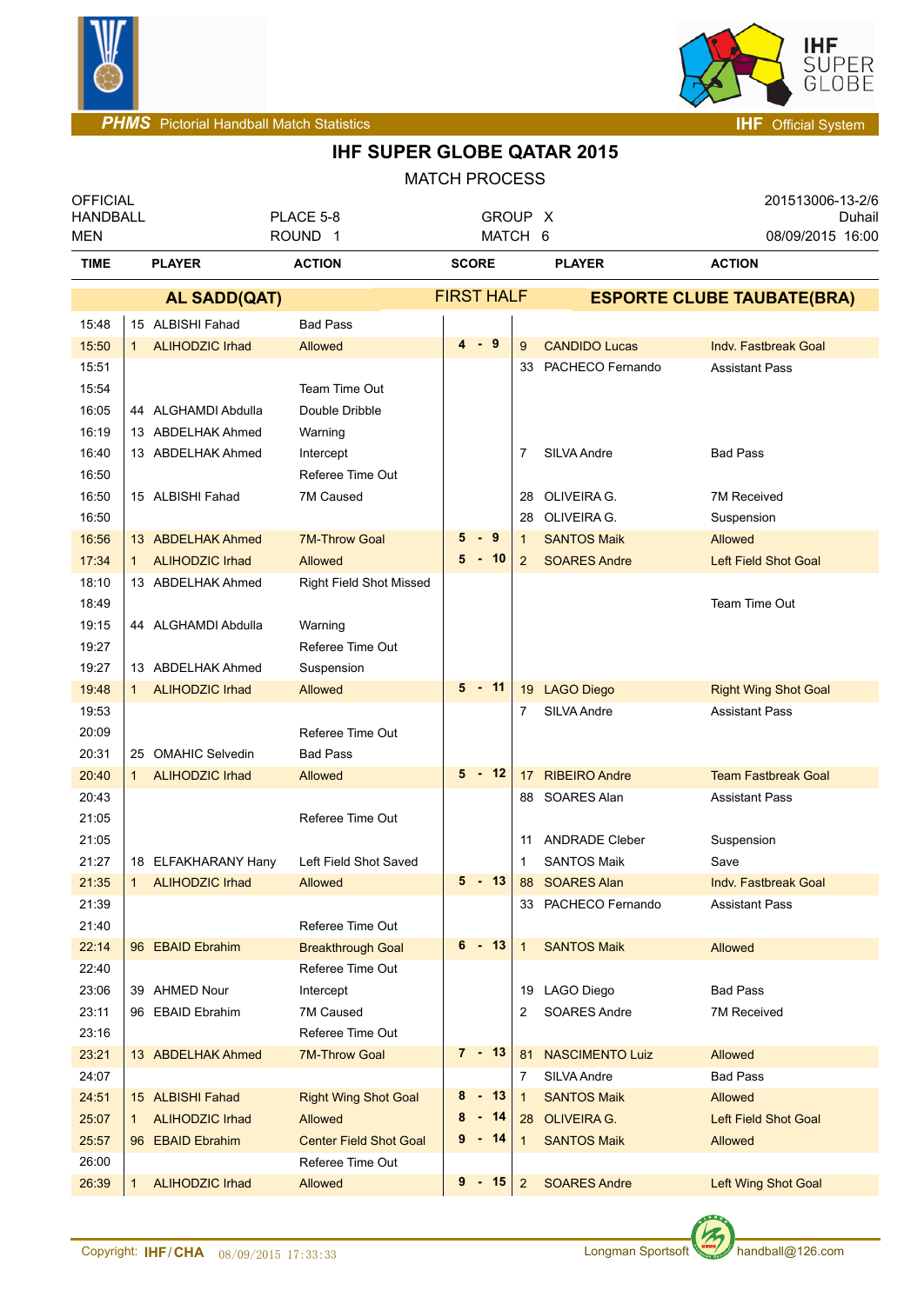# IHF SUPER GLOBE QATAR 2015

MATCH PROCESS

OFFICIAL
HANDBALL
MEN

PLACE 5-8
ROUND 1

GROUP X
MATCH 6

201513006-13-2/6
Duhail
08/09/2015 16:00

| TIME | PLAYER | ACTION | SCORE | PLAYER | ACTION |
|---|---|---|---|---|---|
| | **AL SADD(QAT)** | | FIRST HALF | **ESPORTE CLUBE TAUBATE(BRA)** | |
| 15:48 | 15 ALBISHI Fahad | Bad Pass | | | |
| 15:50 | 1 ALIHODZIC Irhad | Allowed | 4 - 9 | 9 CANDIDO Lucas | Indv. Fastbreak Goal |
| 15:51 | | | | 33 PACHECO Fernando | Assistant Pass |
| 15:54 | | Team Time Out | | | |
| 16:05 | 44 ALGHAMDI Abdulla | Double Dribble | | | |
| 16:19 | 13 ABDELHAK Ahmed | Warning | | | |
| 16:40 | 13 ABDELHAK Ahmed | Intercept | | 7 SILVA Andre | Bad Pass |
| 16:50 | | Referee Time Out | | | |
| 16:50 | 15 ALBISHI Fahad | 7M Caused | | 28 OLIVEIRA G. | 7M Received |
| 16:50 | | | | 28 OLIVEIRA G. | Suspension |
| 16:56 | 13 ABDELHAK Ahmed | 7M-Throw Goal | 5 - 9 | 1 SANTOS Maik | Allowed |
| 17:34 | 1 ALIHODZIC Irhad | Allowed | 5 - 10 | 2 SOARES Andre | Left Field Shot Goal |
| 18:10 | 13 ABDELHAK Ahmed | Right Field Shot Missed | | | |
| 18:49 | | | | | Team Time Out |
| 19:15 | 44 ALGHAMDI Abdulla | Warning | | | |
| 19:27 | | Referee Time Out | | | |
| 19:27 | 13 ABDELHAK Ahmed | Suspension | | | |
| 19:48 | 1 ALIHODZIC Irhad | Allowed | 5 - 11 | 19 LAGO Diego | Right Wing Shot Goal |
| 19:53 | | | | 7 SILVA Andre | Assistant Pass |
| 20:09 | | Referee Time Out | | | |
| 20:31 | 25 OMAHIC Selvedin | Bad Pass | | | |
| 20:40 | 1 ALIHODZIC Irhad | Allowed | 5 - 12 | 17 RIBEIRO Andre | Team Fastbreak Goal |
| 20:43 | | | | 88 SOARES Alan | Assistant Pass |
| 21:05 | | Referee Time Out | | | |
| 21:05 | | | | 11 ANDRADE Cleber | Suspension |
| 21:27 | 18 ELFAKHARANY Hany | Left Field Shot Saved | | 1 SANTOS Maik | Save |
| 21:35 | 1 ALIHODZIC Irhad | Allowed | 5 - 13 | 88 SOARES Alan | Indv. Fastbreak Goal |
| 21:39 | | | | 33 PACHECO Fernando | Assistant Pass |
| 21:40 | | Referee Time Out | | | |
| 22:14 | 96 EBAID Ebrahim | Breakthrough Goal | 6 - 13 | 1 SANTOS Maik | Allowed |
| 22:40 | | Referee Time Out | | | |
| 23:06 | 39 AHMED Nour | Intercept | | 19 LAGO Diego | Bad Pass |
| 23:11 | 96 EBAID Ebrahim | 7M Caused | | 2 SOARES Andre | 7M Received |
| 23:16 | | Referee Time Out | | | |
| 23:21 | 13 ABDELHAK Ahmed | 7M-Throw Goal | 7 - 13 | 81 NASCIMENTO Luiz | Allowed |
| 24:07 | | | | 7 SILVA Andre | Bad Pass |
| 24:51 | 15 ALBISHI Fahad | Right Wing Shot Goal | 8 - 13 | 1 SANTOS Maik | Allowed |
| 25:07 | 1 ALIHODZIC Irhad | Allowed | 8 - 14 | 28 OLIVEIRA G. | Left Field Shot Goal |
| 25:57 | 96 EBAID Ebrahim | Center Field Shot Goal | 9 - 14 | 1 SANTOS Maik | Allowed |
| 26:00 | | Referee Time Out | | | |
| 26:39 | 1 ALIHODZIC Irhad | Allowed | 9 - 15 | 2 SOARES Andre | Left Wing Shot Goal |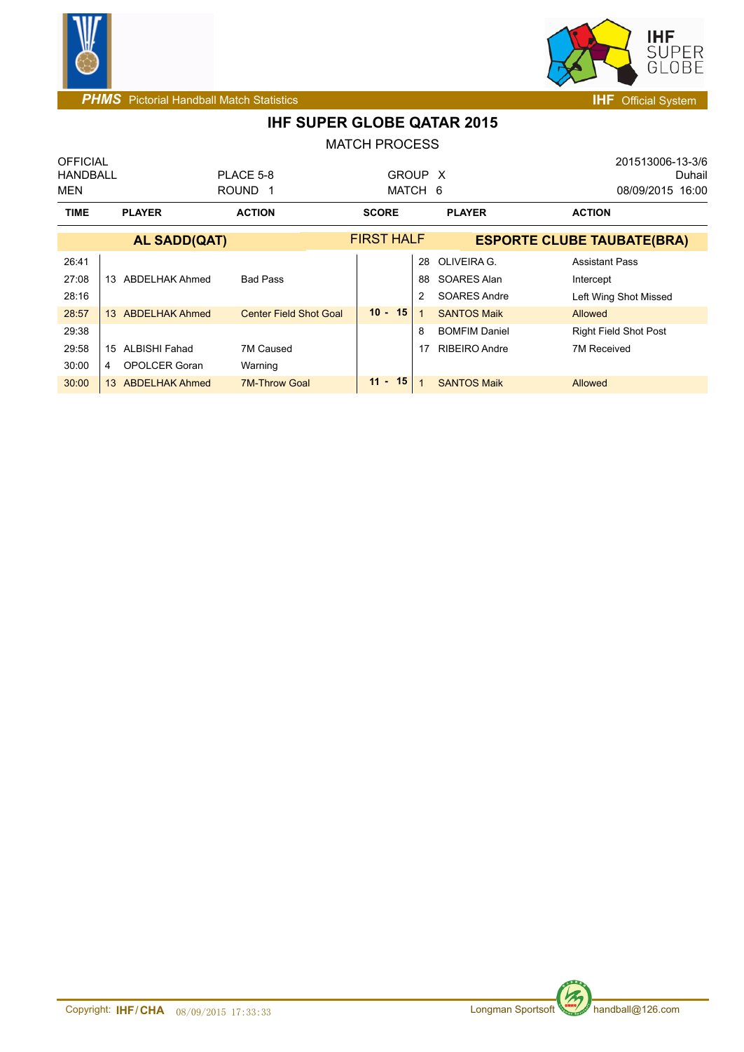# IHF SUPER GLOBE QATAR 2015

MATCH PROCESS

| OFFICIAL HANDBALL MEN | PLACE 5-8 ROUND 1 | GROUP X MATCH 6 | 201513006-13-3/6 Duhail 08/09/2015 16:00 |
|---|---|---|---|

| TIME | PLAYER | ACTION | SCORE | PLAYER | ACTION |
|---|---|---|---|---|---|
| | **AL SADD(QAT)** | | FIRST HALF | **ESPORTE CLUBE TAUBATE(BRA)** | |
| 26:41 | | | | 28 OLIVEIRA G. | Assistant Pass |
| 27:08 | 13 ABDELHAK Ahmed | Bad Pass | | 88 SOARES Alan | Intercept |
| 28:16 | | | | 2 SOARES Andre | Left Wing Shot Missed |
| 28:57 | 13 ABDELHAK Ahmed | Center Field Shot Goal | **10 - 15** | 1 SANTOS Maik | Allowed |
| 29:38 | | | | 8 BOMFIM Daniel | Right Field Shot Post |
| 29:58 | 15 ALBISHI Fahad | 7M Caused | | 17 RIBEIRO Andre | 7M Received |
| 30:00 | 4 OPOLCER Goran | Warning | | | |
| 30:00 | 13 ABDELHAK Ahmed | 7M-Throw Goal | **11 - 15** | 1 SANTOS Maik | Allowed |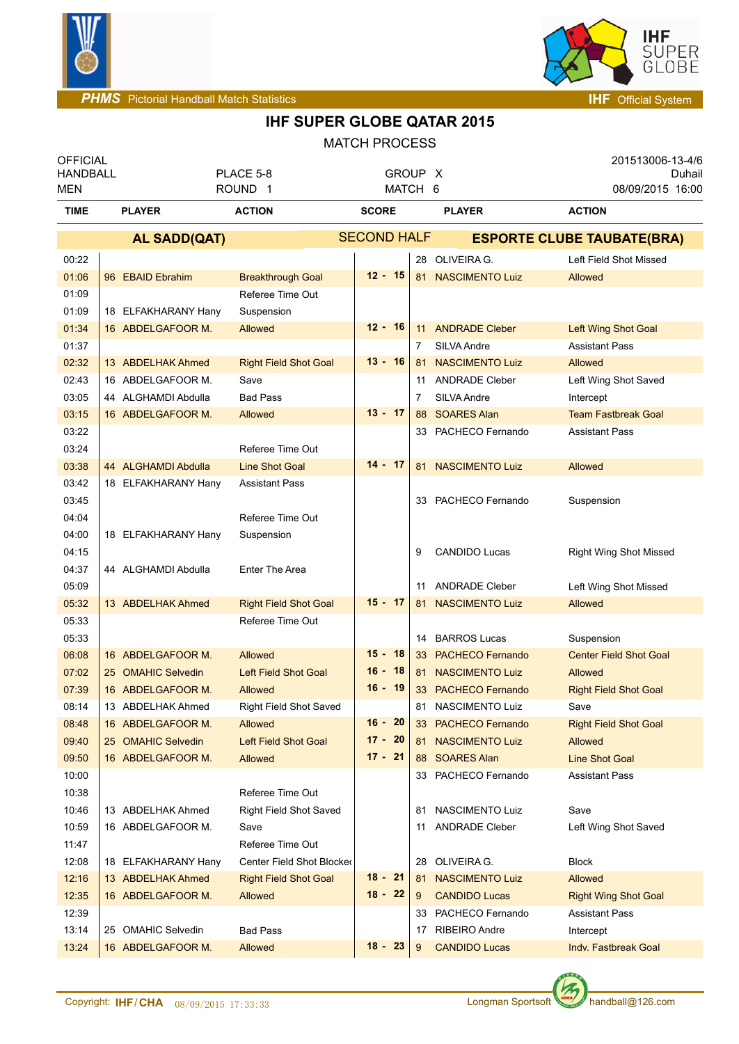# IHF SUPER GLOBE QATAR 2015

MATCH PROCESS

| | | | |
|---|---|---|---|
| OFFICIAL | | | 201513006-13-4/6 |
| HANDBALL | PLACE 5-8 | GROUP X | Duhail |
| MEN | ROUND 1 | MATCH 6 | 08/09/2015 16:00 |

| TIME | PLAYER | ACTION | SCORE | PLAYER | ACTION |
|---|---|---|---|---|---|
| | **AL SADD(QAT)** | | SECOND HALF | **ESPORTE CLUBE TAUBATE(BRA)** | |
| 00:22 | | | | 28 OLIVEIRA G. | Left Field Shot Missed |
| 01:06 | 96 EBAID Ebrahim | Breakthrough Goal | 12 - 15 | 81 NASCIMENTO Luiz | Allowed |
| 01:09 | | Referee Time Out | | | |
| 01:09 | 18 ELFAKHARANY Hany | Suspension | | | |
| 01:34 | 16 ABDELGAFOOR M. | Allowed | 12 - 16 | 11 ANDRADE Cleber | Left Wing Shot Goal |
| 01:37 | | | | 7 SILVA Andre | Assistant Pass |
| 02:32 | 13 ABDELHAK Ahmed | Right Field Shot Goal | 13 - 16 | 81 NASCIMENTO Luiz | Allowed |
| 02:43 | 16 ABDELGAFOOR M. | Save | | 11 ANDRADE Cleber | Left Wing Shot Saved |
| 03:05 | 44 ALGHAMDI Abdulla | Bad Pass | | 7 SILVA Andre | Intercept |
| 03:15 | 16 ABDELGAFOOR M. | Allowed | 13 - 17 | 88 SOARES Alan | Team Fastbreak Goal |
| 03:22 | | | | 33 PACHECO Fernando | Assistant Pass |
| 03:24 | | Referee Time Out | | | |
| 03:38 | 44 ALGHAMDI Abdulla | Line Shot Goal | 14 - 17 | 81 NASCIMENTO Luiz | Allowed |
| 03:42 | 18 ELFAKHARANY Hany | Assistant Pass | | | |
| 03:45 | | | | 33 PACHECO Fernando | Suspension |
| 04:04 | | Referee Time Out | | | |
| 04:00 | 18 ELFAKHARANY Hany | Suspension | | | |
| 04:15 | | | | 9 CANDIDO Lucas | Right Wing Shot Missed |
| 04:37 | 44 ALGHAMDI Abdulla | Enter The Area | | | |
| 05:09 | | | | 11 ANDRADE Cleber | Left Wing Shot Missed |
| 05:32 | 13 ABDELHAK Ahmed | Right Field Shot Goal | 15 - 17 | 81 NASCIMENTO Luiz | Allowed |
| 05:33 | | Referee Time Out | | | |
| 05:33 | | | | 14 BARROS Lucas | Suspension |
| 06:08 | 16 ABDELGAFOOR M. | Allowed | 15 - 18 | 33 PACHECO Fernando | Center Field Shot Goal |
| 07:02 | 25 OMAHIC Selvedin | Left Field Shot Goal | 16 - 18 | 81 NASCIMENTO Luiz | Allowed |
| 07:39 | 16 ABDELGAFOOR M. | Allowed | 16 - 19 | 33 PACHECO Fernando | Right Field Shot Goal |
| 08:14 | 13 ABDELHAK Ahmed | Right Field Shot Saved | | 81 NASCIMENTO Luiz | Save |
| 08:48 | 16 ABDELGAFOOR M. | Allowed | 16 - 20 | 33 PACHECO Fernando | Right Field Shot Goal |
| 09:40 | 25 OMAHIC Selvedin | Left Field Shot Goal | 17 - 20 | 81 NASCIMENTO Luiz | Allowed |
| 09:50 | 16 ABDELGAFOOR M. | Allowed | 17 - 21 | 88 SOARES Alan | Line Shot Goal |
| 10:00 | | | | 33 PACHECO Fernando | Assistant Pass |
| 10:38 | | Referee Time Out | | | |
| 10:46 | 13 ABDELHAK Ahmed | Right Field Shot Saved | | 81 NASCIMENTO Luiz | Save |
| 10:59 | 16 ABDELGAFOOR M. | Save | | 11 ANDRADE Cleber | Left Wing Shot Saved |
| 11:47 | | Referee Time Out | | | |
| 12:08 | 18 ELFAKHARANY Hany | Center Field Shot Blocked | | 28 OLIVEIRA G. | Block |
| 12:16 | 13 ABDELHAK Ahmed | Right Field Shot Goal | 18 - 21 | 81 NASCIMENTO Luiz | Allowed |
| 12:35 | 16 ABDELGAFOOR M. | Allowed | 18 - 22 | 9 CANDIDO Lucas | Right Wing Shot Goal |
| 12:39 | | | | 33 PACHECO Fernando | Assistant Pass |
| 13:14 | 25 OMAHIC Selvedin | Bad Pass | | 17 RIBEIRO Andre | Intercept |
| 13:24 | 16 ABDELGAFOOR M. | Allowed | 18 - 23 | 9 CANDIDO Lucas | Indv. Fastbreak Goal |

Copyright: IHF/CHA 08/09/2015 17:33:33 Longman Sportsoft handball@126.com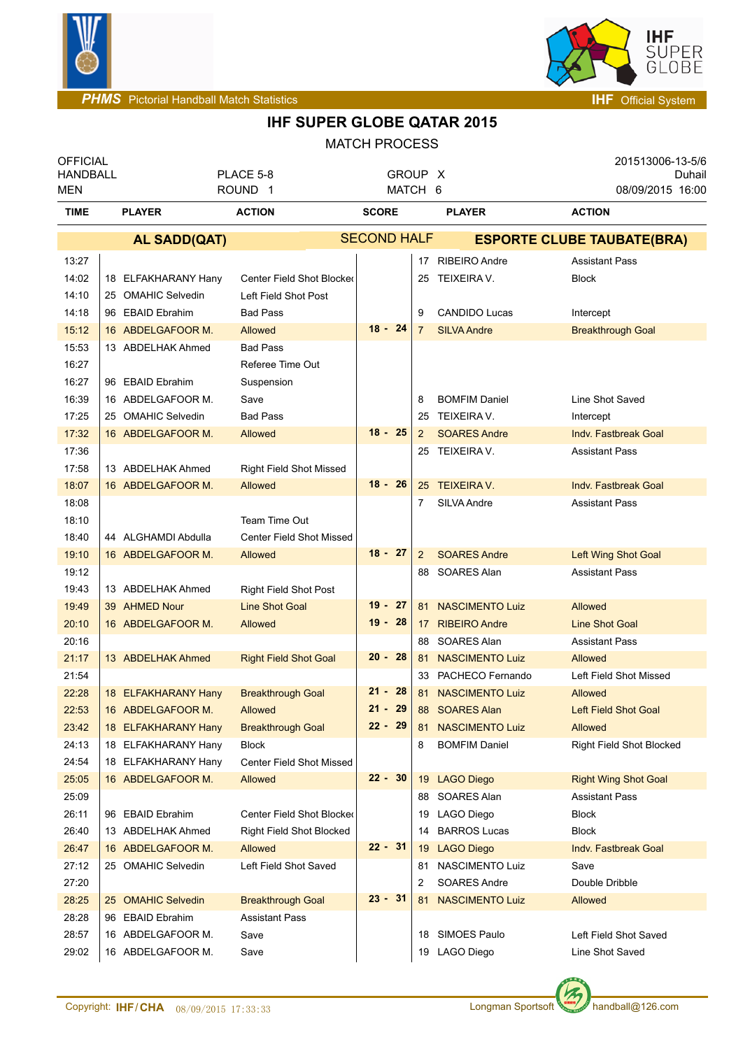PHMS Pictorial Handball Match Statistics — IHF Official System

# IHF SUPER GLOBE QATAR 2015

## MATCH PROCESS

| OFFICIAL | | | 201513006-13-5/6 |
|---|---|---|---|
| HANDBALL | PLACE 5-8 | GROUP X | Duhail |
| MEN | ROUND 1 | MATCH 6 | 08/09/2015 16:00 |

| TIME | PLAYER | ACTION | SCORE | PLAYER | ACTION |
|---|---|---|---|---|---|
| | **AL SADD(QAT)** | | SECOND HALF | **ESPORTE CLUBE TAUBATE(BRA)** | |
| 13:27 | | | | 17 RIBEIRO Andre | Assistant Pass |
| 14:02 | 18 ELFAKHARANY Hany | Center Field Shot Blocked | | 25 TEIXEIRA V. | Block |
| 14:10 | 25 OMAHIC Selvedin | Left Field Shot Post | | | |
| 14:18 | 96 EBAID Ebrahim | Bad Pass | | 9 CANDIDO Lucas | Intercept |
| 15:12 | 16 ABDELGAFOOR M. | Allowed | 18 - 24 | 7 SILVA Andre | Breakthrough Goal |
| 15:53 | 13 ABDELHAK Ahmed | Bad Pass | | | |
| 16:27 | | Referee Time Out | | | |
| 16:27 | 96 EBAID Ebrahim | Suspension | | | |
| 16:39 | 16 ABDELGAFOOR M. | Save | | 8 BOMFIM Daniel | Line Shot Saved |
| 17:25 | 25 OMAHIC Selvedin | Bad Pass | | 25 TEIXEIRA V. | Intercept |
| 17:32 | 16 ABDELGAFOOR M. | Allowed | 18 - 25 | 2 SOARES Andre | Indv. Fastbreak Goal |
| 17:36 | | | | 25 TEIXEIRA V. | Assistant Pass |
| 17:58 | 13 ABDELHAK Ahmed | Right Field Shot Missed | | | |
| 18:07 | 16 ABDELGAFOOR M. | Allowed | 18 - 26 | 25 TEIXEIRA V. | Indv. Fastbreak Goal |
| 18:08 | | | | 7 SILVA Andre | Assistant Pass |
| 18:10 | | Team Time Out | | | |
| 18:40 | 44 ALGHAMDI Abdulla | Center Field Shot Missed | | | |
| 19:10 | 16 ABDELGAFOOR M. | Allowed | 18 - 27 | 2 SOARES Andre | Left Wing Shot Goal |
| 19:12 | | | | 88 SOARES Alan | Assistant Pass |
| 19:43 | 13 ABDELHAK Ahmed | Right Field Shot Post | | | |
| 19:49 | 39 AHMED Nour | Line Shot Goal | 19 - 27 | 81 NASCIMENTO Luiz | Allowed |
| 20:10 | 16 ABDELGAFOOR M. | Allowed | 19 - 28 | 17 RIBEIRO Andre | Line Shot Goal |
| 20:16 | | | | 88 SOARES Alan | Assistant Pass |
| 21:17 | 13 ABDELHAK Ahmed | Right Field Shot Goal | 20 - 28 | 81 NASCIMENTO Luiz | Allowed |
| 21:54 | | | | 33 PACHECO Fernando | Left Field Shot Missed |
| 22:28 | 18 ELFAKHARANY Hany | Breakthrough Goal | 21 - 28 | 81 NASCIMENTO Luiz | Allowed |
| 22:53 | 16 ABDELGAFOOR M. | Allowed | 21 - 29 | 88 SOARES Alan | Left Field Shot Goal |
| 23:42 | 18 ELFAKHARANY Hany | Breakthrough Goal | 22 - 29 | 81 NASCIMENTO Luiz | Allowed |
| 24:13 | 18 ELFAKHARANY Hany | Block | | 8 BOMFIM Daniel | Right Field Shot Blocked |
| 24:54 | 18 ELFAKHARANY Hany | Center Field Shot Missed | | | |
| 25:05 | 16 ABDELGAFOOR M. | Allowed | 22 - 30 | 19 LAGO Diego | Right Wing Shot Goal |
| 25:09 | | | | 88 SOARES Alan | Assistant Pass |
| 26:11 | 96 EBAID Ebrahim | Center Field Shot Blocked | | 19 LAGO Diego | Block |
| 26:40 | 13 ABDELHAK Ahmed | Right Field Shot Blocked | | 14 BARROS Lucas | Block |
| 26:47 | 16 ABDELGAFOOR M. | Allowed | 22 - 31 | 19 LAGO Diego | Indv. Fastbreak Goal |
| 27:12 | 25 OMAHIC Selvedin | Left Field Shot Saved | | 81 NASCIMENTO Luiz | Save |
| 27:20 | | | | 2 SOARES Andre | Double Dribble |
| 28:25 | 25 OMAHIC Selvedin | Breakthrough Goal | 23 - 31 | 81 NASCIMENTO Luiz | Allowed |
| 28:28 | 96 EBAID Ebrahim | Assistant Pass | | | |
| 28:57 | 16 ABDELGAFOOR M. | Save | | 18 SIMOES Paulo | Left Field Shot Saved |
| 29:02 | 16 ABDELGAFOOR M. | Save | | 19 LAGO Diego | Line Shot Saved |

Copyright: IHF/CHA 08/09/2015 17:33:33 Longman Sportsoft handball@126.com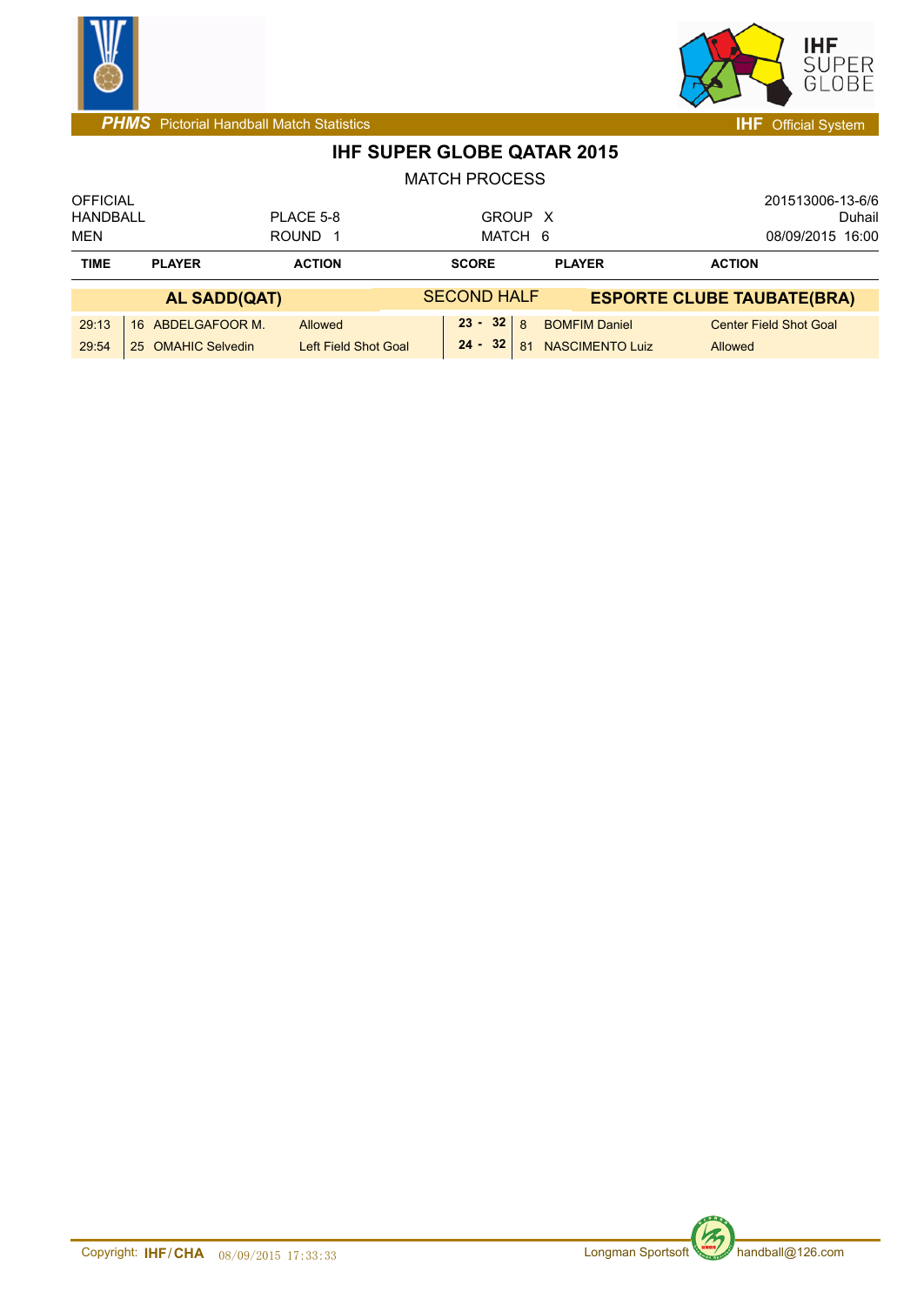**PHMS** Pictorial Handball Match Statistics — **IHF** Official System

## IHF SUPER GLOBE QATAR 2015

### MATCH PROCESS

| | | | |
|---|---|---|---|
| OFFICIAL | | | 201513006-13-6/6 |
| HANDBALL | PLACE 5-8 | GROUP X | Duhail |
| MEN | ROUND 1 | MATCH 6 | 08/09/2015 16:00 |

| TIME | PLAYER | ACTION | SCORE | PLAYER | ACTION |
|---|---|---|---|---|---|
| | **AL SADD(QAT)** | | SECOND HALF | **ESPORTE CLUBE TAUBATE(BRA)** | |
| 29:13 | 16 ABDELGAFOOR M. | Allowed | 23 - 32 | 8 BOMFIM Daniel | Center Field Shot Goal |
| 29:54 | 25 OMAHIC Selvedin | Left Field Shot Goal | 24 - 32 | 81 NASCIMENTO Luiz | Allowed |

Copyright: IHF/CHA 08/09/2015 17:33:33 — Longman Sportsoft handball@126.com